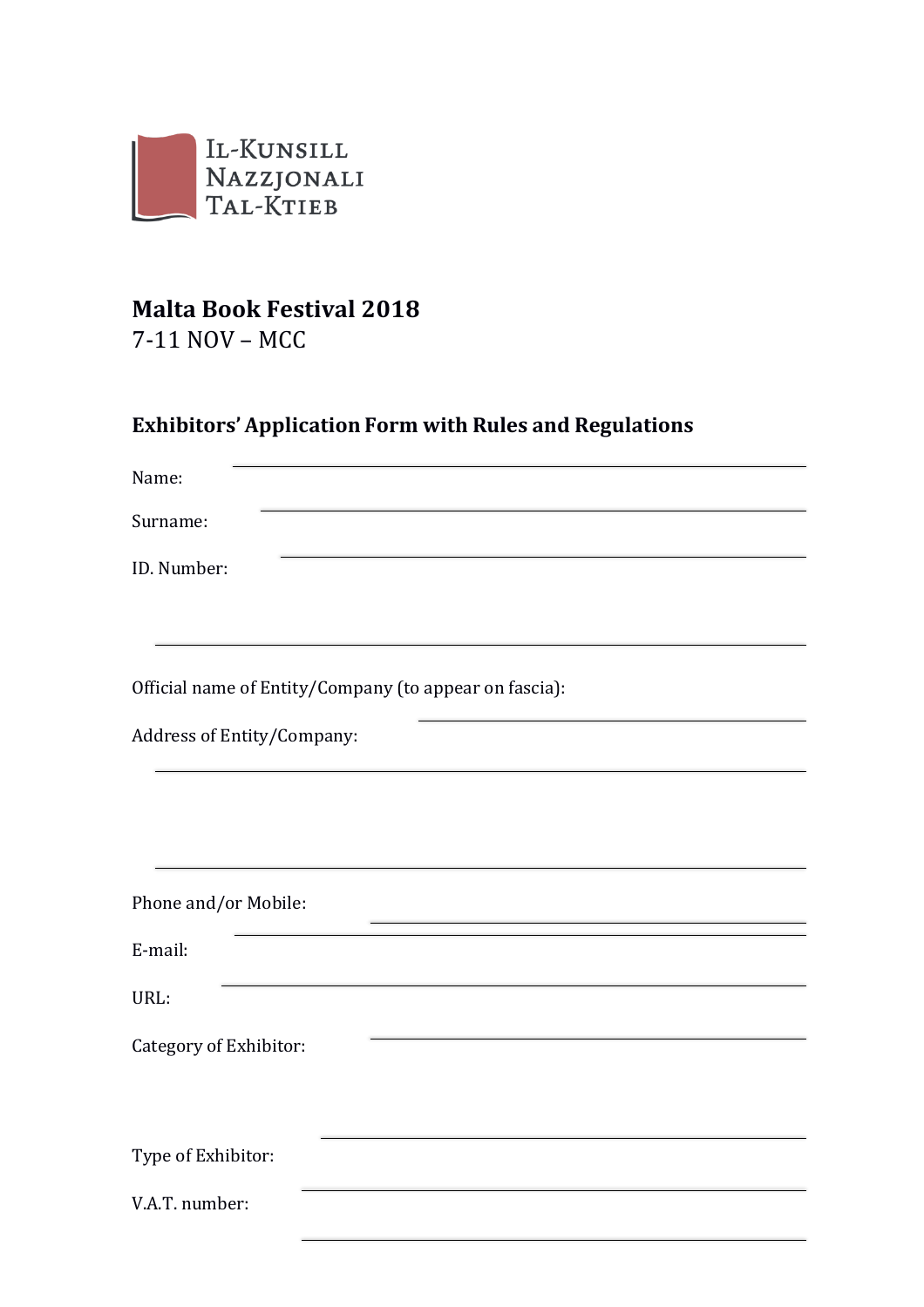IL-KUNSILL NAZZJONALI TAL-KTIEB

# Malta Book Festival 2018

7-11 NOV – MCC

## Exhibitors' Application Form with Rules and Regulations

Name: ____________________

Surname: ____________________

ID. Number: ____________________

____________________

Official name of Entity/Company (to appear on fascia): ____________________

Address of Entity/Company: ____________________

____________________

Phone and/or Mobile: ____________________

E-mail: ____________________

URL: ____________________

Category of Exhibitor: ____________________

Type of Exhibitor: ____________________

V.A.T. number: ____________________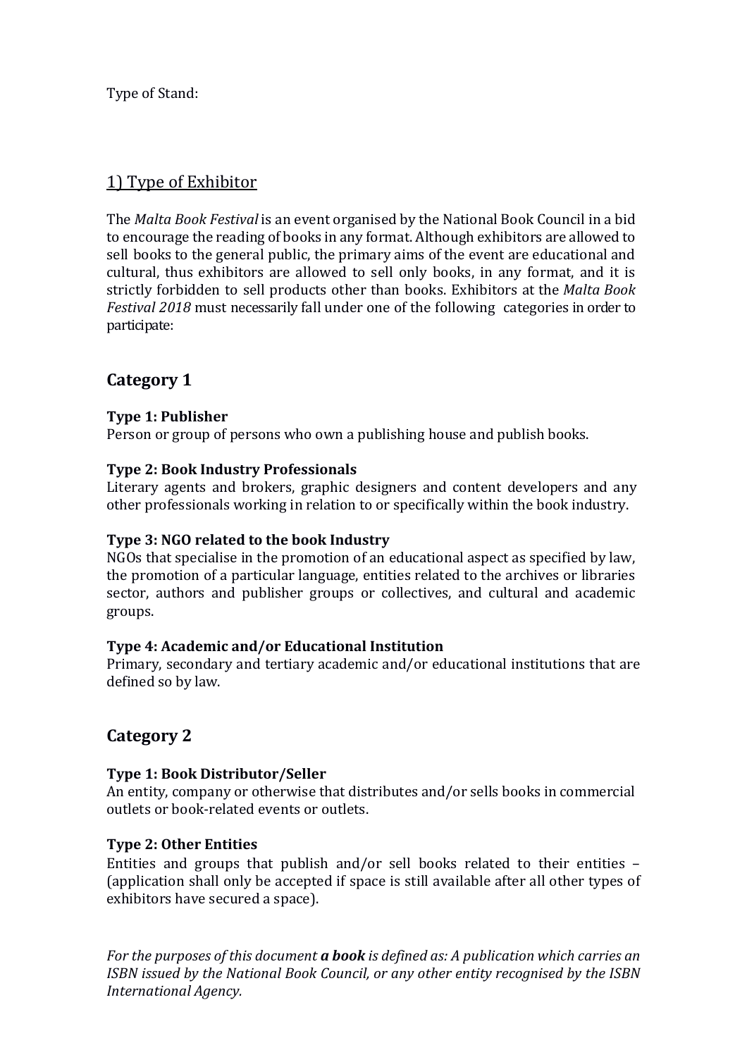Type of Stand:

## 1) Type of Exhibitor

The *Malta Book Festival* is an event organised by the National Book Council in a bid to encourage the reading of books in any format. Although exhibitors are allowed to sell books to the general public, the primary aims of the event are educational and cultural, thus exhibitors are allowed to sell only books, in any format, and it is strictly forbidden to sell products other than books. Exhibitors at the *Malta Book Festival 2018* must necessarily fall under one of the following categories in order to participate:

## Category 1

**Type 1: Publisher**
Person or group of persons who own a publishing house and publish books.

**Type 2: Book Industry Professionals**
Literary agents and brokers, graphic designers and content developers and any other professionals working in relation to or specifically within the book industry.

**Type 3: NGO related to the book Industry**
NGOs that specialise in the promotion of an educational aspect as specified by law, the promotion of a particular language, entities related to the archives or libraries sector, authors and publisher groups or collectives, and cultural and academic groups.

**Type 4: Academic and/or Educational Institution**
Primary, secondary and tertiary academic and/or educational institutions that are defined so by law.

## Category 2

**Type 1: Book Distributor/Seller**
An entity, company or otherwise that distributes and/or sells books in commercial outlets or book-related events or outlets.

**Type 2: Other Entities**
Entities and groups that publish and/or sell books related to their entities – (application shall only be accepted if space is still available after all other types of exhibitors have secured a space).

*For the purposes of this document **a book** is defined as: A publication which carries an ISBN issued by the National Book Council, or any other entity recognised by the ISBN International Agency.*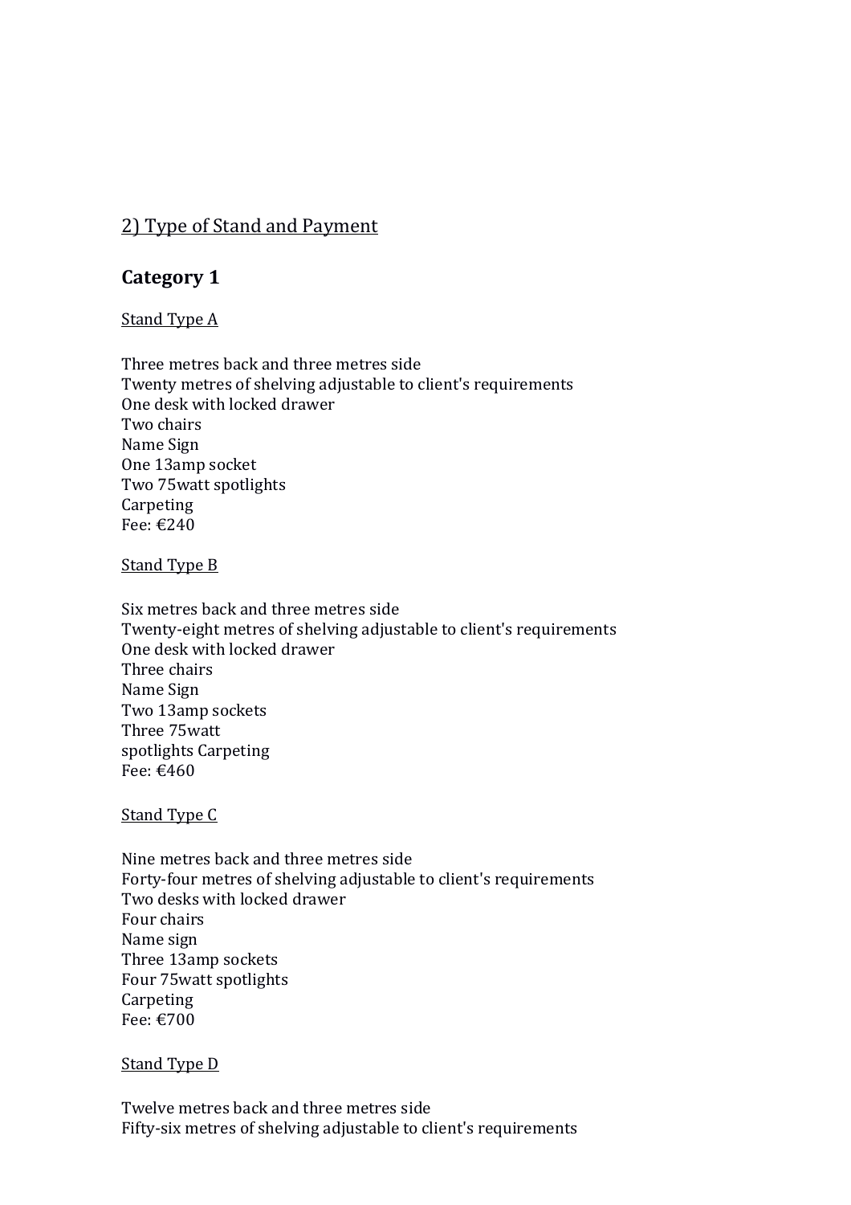2) Type of Stand and Payment

## Category 1

Stand Type A

Three metres back and three metres side
Twenty metres of shelving adjustable to client's requirements
One desk with locked drawer
Two chairs
Name Sign
One 13amp socket
Two 75watt spotlights
Carpeting
Fee: €240

Stand Type B

Six metres back and three metres side
Twenty-eight metres of shelving adjustable to client's requirements
One desk with locked drawer
Three chairs
Name Sign
Two 13amp sockets
Three 75watt
spotlights Carpeting
Fee: €460

Stand Type C

Nine metres back and three metres side
Forty-four metres of shelving adjustable to client's requirements
Two desks with locked drawer
Four chairs
Name sign
Three 13amp sockets
Four 75watt spotlights
Carpeting
Fee: €700

Stand Type D

Twelve metres back and three metres side
Fifty-six metres of shelving adjustable to client's requirements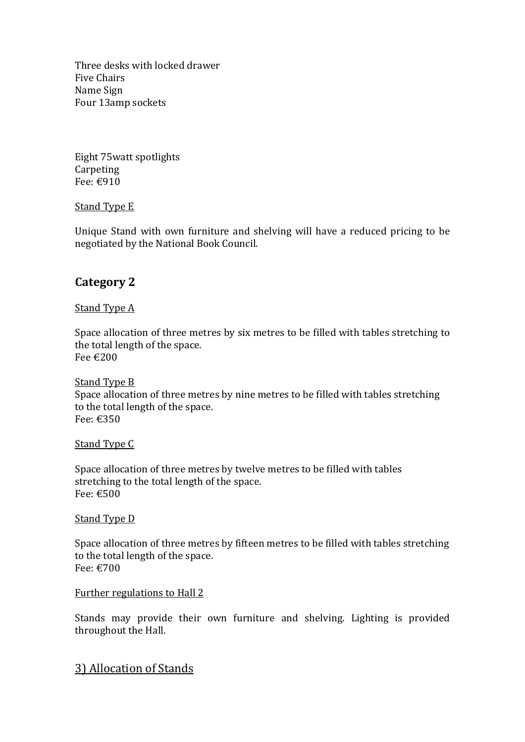Three desks with locked drawer
Five Chairs
Name Sign
Four 13amp sockets

Eight 75watt spotlights
Carpeting
Fee: €910

Stand Type E

Unique Stand with own furniture and shelving will have a reduced pricing to be negotiated by the National Book Council.

## Category 2

Stand Type A

Space allocation of three metres by six metres to be filled with tables stretching to the total length of the space.
Fee €200

Stand Type B
Space allocation of three metres by nine metres to be filled with tables stretching to the total length of the space.
Fee: €350

Stand Type C

Space allocation of three metres by twelve metres to be filled with tables stretching to the total length of the space.
Fee: €500

Stand Type D

Space allocation of three metres by fifteen metres to be filled with tables stretching to the total length of the space.
Fee: €700

Further regulations to Hall 2

Stands may provide their own furniture and shelving. Lighting is provided throughout the Hall.

## 3) Allocation of Stands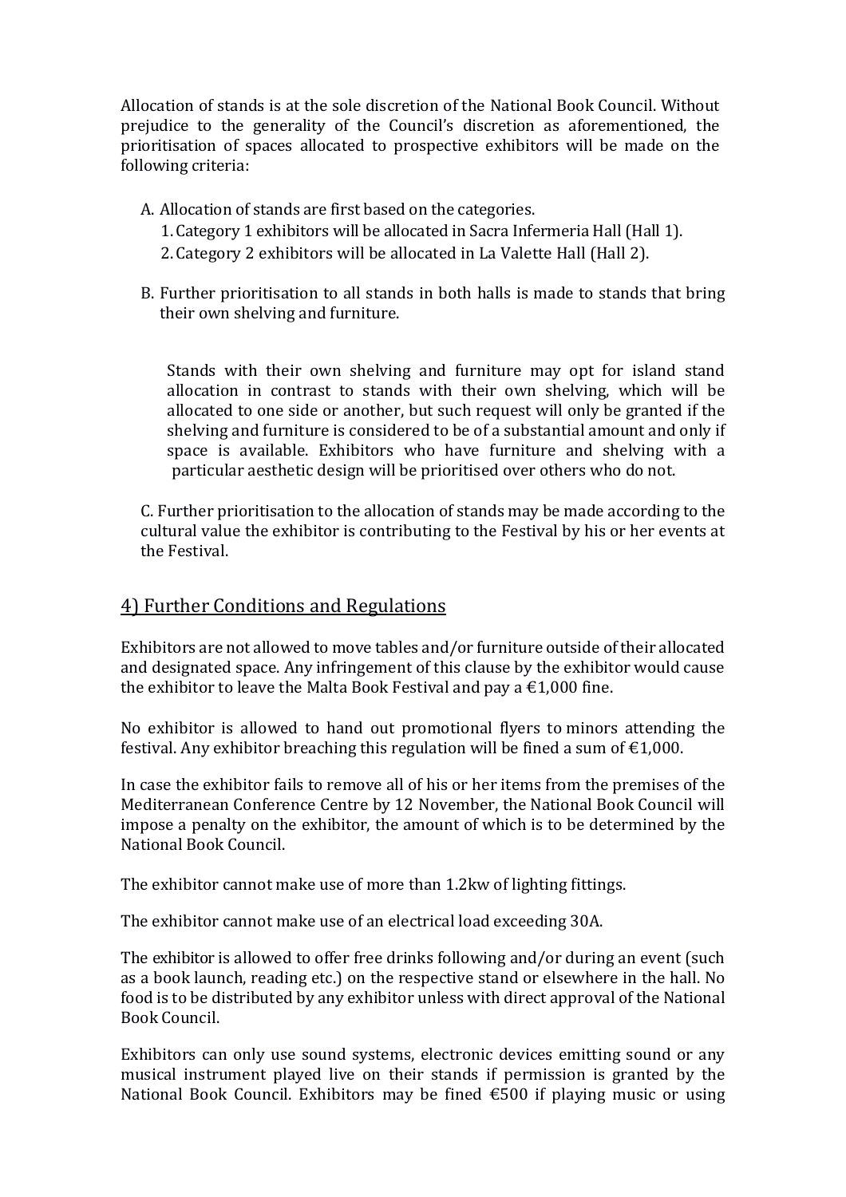Allocation of stands is at the sole discretion of the National Book Council. Without prejudice to the generality of the Council's discretion as aforementioned, the prioritisation of spaces allocated to prospective exhibitors will be made on the following criteria:

A. Allocation of stands are first based on the categories.
   1. Category 1 exhibitors will be allocated in Sacra Infermeria Hall (Hall 1).
   2. Category 2 exhibitors will be allocated in La Valette Hall (Hall 2).

B. Further prioritisation to all stands in both halls is made to stands that bring their own shelving and furniture.

   Stands with their own shelving and furniture may opt for island stand allocation in contrast to stands with their own shelving, which will be allocated to one side or another, but such request will only be granted if the shelving and furniture is considered to be of a substantial amount and only if space is available. Exhibitors who have furniture and shelving with a particular aesthetic design will be prioritised over others who do not.

C. Further prioritisation to the allocation of stands may be made according to the cultural value the exhibitor is contributing to the Festival by his or her events at the Festival.

## 4) Further Conditions and Regulations

Exhibitors are not allowed to move tables and/or furniture outside of their allocated and designated space. Any infringement of this clause by the exhibitor would cause the exhibitor to leave the Malta Book Festival and pay a €1,000 fine.

No exhibitor is allowed to hand out promotional flyers to minors attending the festival. Any exhibitor breaching this regulation will be fined a sum of €1,000.

In case the exhibitor fails to remove all of his or her items from the premises of the Mediterranean Conference Centre by 12 November, the National Book Council will impose a penalty on the exhibitor, the amount of which is to be determined by the National Book Council.

The exhibitor cannot make use of more than 1.2kw of lighting fittings.

The exhibitor cannot make use of an electrical load exceeding 30A.

The exhibitor is allowed to offer free drinks following and/or during an event (such as a book launch, reading etc.) on the respective stand or elsewhere in the hall. No food is to be distributed by any exhibitor unless with direct approval of the National Book Council.

Exhibitors can only use sound systems, electronic devices emitting sound or any musical instrument played live on their stands if permission is granted by the National Book Council. Exhibitors may be fined €500 if playing music or using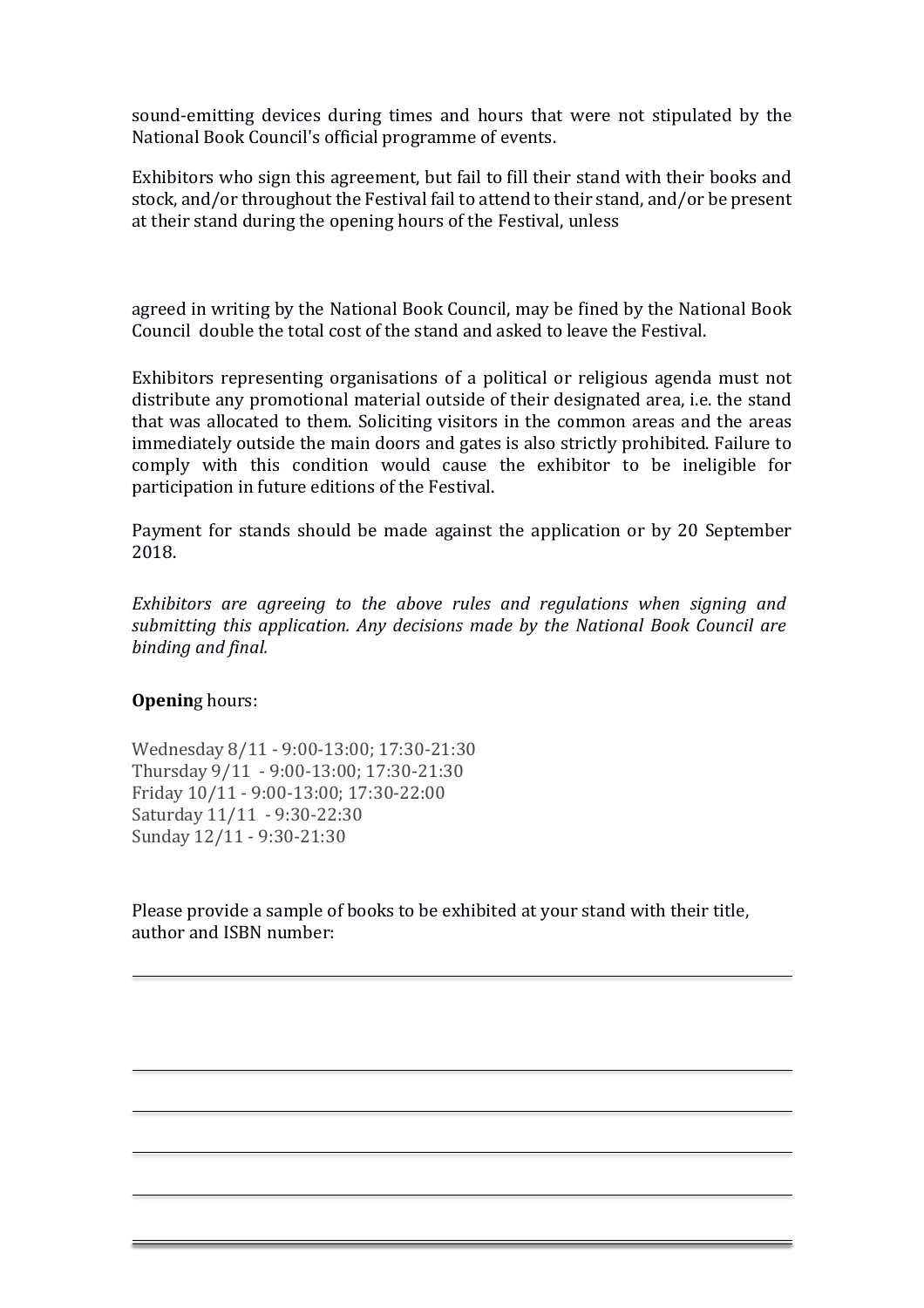sound-emitting devices during times and hours that were not stipulated by the National Book Council's official programme of events.

Exhibitors who sign this agreement, but fail to fill their stand with their books and stock, and/or throughout the Festival fail to attend to their stand, and/or be present at their stand during the opening hours of the Festival, unless

agreed in writing by the National Book Council, may be fined by the National Book Council double the total cost of the stand and asked to leave the Festival.

Exhibitors representing organisations of a political or religious agenda must not distribute any promotional material outside of their designated area, i.e. the stand that was allocated to them. Soliciting visitors in the common areas and the areas immediately outside the main doors and gates is also strictly prohibited. Failure to comply with this condition would cause the exhibitor to be ineligible for participation in future editions of the Festival.

Payment for stands should be made against the application or by 20 September 2018.

*Exhibitors are agreeing to the above rules and regulations when signing and submitting this application. Any decisions made by the National Book Council are binding and final.*

**Openin**g hours:

Wednesday 8/11 - 9:00-13:00; 17:30-21:30
Thursday 9/11 - 9:00-13:00; 17:30-21:30
Friday 10/11 - 9:00-13:00; 17:30-22:00
Saturday 11/11 - 9:30-22:30
Sunday 12/11 - 9:30-21:30

Please provide a sample of books to be exhibited at your stand with their title, author and ISBN number: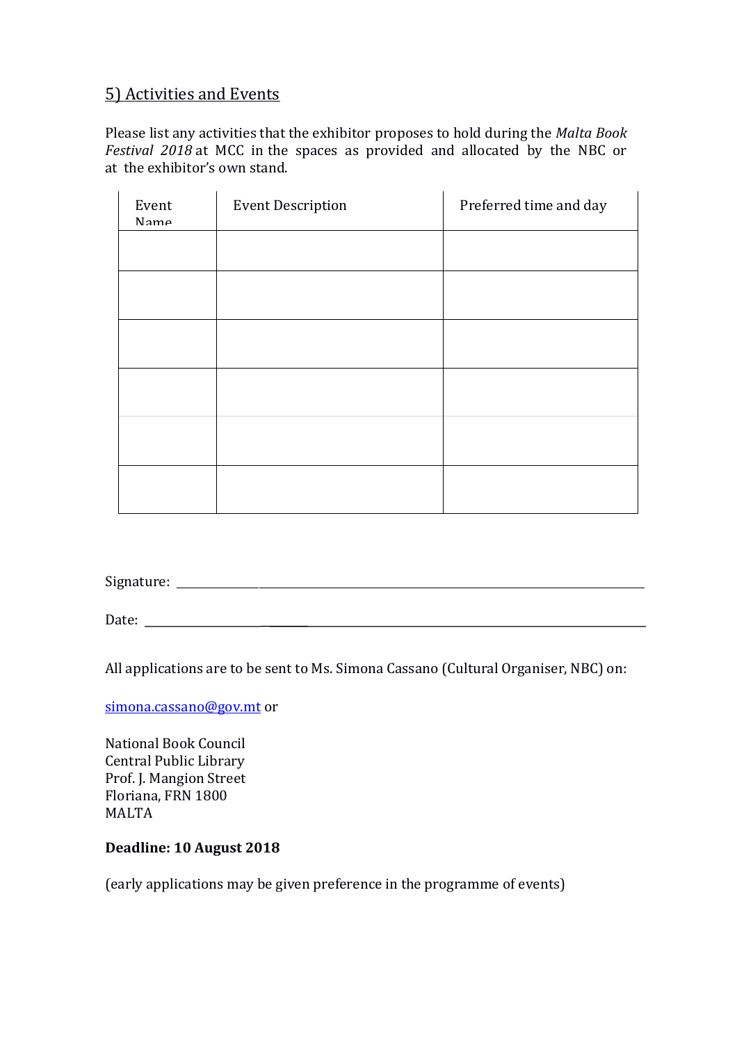## 5) Activities and Events

Please list any activities that the exhibitor proposes to hold during the *Malta Book Festival 2018* at MCC in the spaces as provided and allocated by the NBC or at the exhibitor's own stand.

| Event Name | Event Description | Preferred time and day |
|---|---|---|
| | | |
| | | |
| | | |
| | | |
| | | |
| | | |

Signature: ______________________________

Date: ______________________________

All applications are to be sent to Ms. Simona Cassano (Cultural Organiser, NBC) on:

simona.cassano@gov.mt or

National Book Council
Central Public Library
Prof. J. Mangion Street
Floriana, FRN 1800
MALTA

**Deadline: 10 August 2018**

(early applications may be given preference in the programme of events)